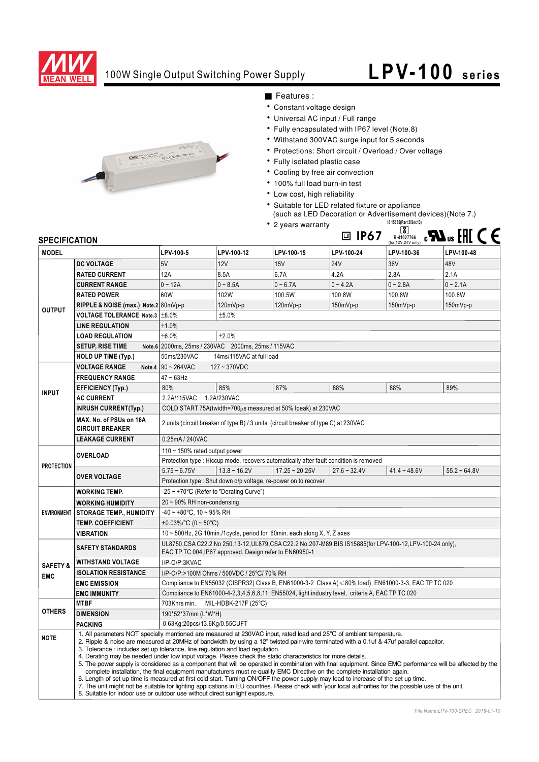# MEAN WELL

## 100W Single Output Switching Power Supply

# LPV-100 series

■ Features :

- Constant voltage design
- Universal AC input / Full range
- Fully encapsulated with IP67 level (Note.8)
- Withstand 300VAC surge input for 5 seconds
- Protections: Short circuit / Overload / Over voltage
- Fully isolated plastic case
- Cooling by free air convection
- 100% full load burn-in test
- Low cost, high reliability
- Suitable for LED related fixture or appliance (such as LED Decoration or Advertisement devices)(Note 7.)
- 2 years warranty

IP67 IS 15885(Part 2/Sec13) R-41027766 (for 12V,24V only) cULus EAC CE

## SPECIFICATION

| MODEL | | LPV-100-5 | LPV-100-12 | LPV-100-15 | LPV-100-24 | LPV-100-36 | LPV-100-48 |
|---|---|---|---|---|---|---|---|
| OUTPUT | DC VOLTAGE | 5V | 12V | 15V | 24V | 36V | 48V |
| | RATED CURRENT | 12A | 8.5A | 6.7A | 4.2A | 2.8A | 2.1A |
| | CURRENT RANGE | 0 ~ 12A | 0 ~ 8.5A | 0 ~ 6.7A | 0 ~ 4.2A | 0 ~ 2.8A | 0 ~ 2.1A |
| | RATED POWER | 60W | 102W | 100.5W | 100.8W | 100.8W | 100.8W |
| | RIPPLE & NOISE (max.) Note.2 | 80mVp-p | 120mVp-p | 120mVp-p | 150mVp-p | 150mVp-p | 150mVp-p |
| | VOLTAGE TOLERANCE Note.3 | ±8.0% | ±5.0% | | | | |
| | LINE REGULATION | ±1.0% | | | | | |
| | LOAD REGULATION | ±6.0% | ±2.0% | | | | |
| | SETUP, RISE TIME Note.6 | 2000ms, 25ms / 230VAC 2000ms, 25ms / 115VAC | | | | | |
| | HOLD UP TIME (Typ.) | 50ms/230VAC 14ms/115VAC at full load | | | | | |
| INPUT | VOLTAGE RANGE Note.4 | 90 ~ 264VAC 127 ~ 370VDC | | | | | |
| | FREQUENCY RANGE | 47 ~ 63Hz | | | | | |
| | EFFICIENCY (Typ.) | 80% | 85% | 87% | 88% | 88% | 89% |
| | AC CURRENT | 2.2A/115VAC 1.2A/230VAC | | | | | |
| | INRUSH CURRENT(Typ.) | COLD START 75A(twidth=700μs measured at 50% Ipeak) at 230VAC | | | | | |
| | MAX. No. of PSUs on 16A CIRCUIT BREAKER | 2 units (circuit breaker of type B) / 3 units (circuit breaker of type C) at 230VAC | | | | | |
| | LEAKAGE CURRENT | 0.25mA / 240VAC | | | | | |
| PROTECTION | OVERLOAD | 110 ~ 150% rated output power | | | | | |
| | | Protection type : Hiccup mode, recovers automatically after fault condition is removed | | | | | |
| | OVER VOLTAGE | 5.75 ~ 6.75V | 13.8 ~ 16.2V | 17.25 ~ 20.25V | 27.6 ~ 32.4V | 41.4 ~ 48.6V | 55.2 ~ 64.8V |
| | | Protection type : Shut down o/p voltage, re-power on to recover | | | | | |
| ENVIRONMENT | WORKING TEMP. | -25 ~ +70℃ (Refer to "Derating Curve") | | | | | |
| | WORKING HUMIDITY | 20 ~ 90% RH non-condensing | | | | | |
| | STORAGE TEMP., HUMIDITY | -40 ~ +80℃, 10 ~ 95% RH | | | | | |
| | TEMP. COEFFICIENT | ±0.03%/℃ (0 ~ 50℃) | | | | | |
| | VIBRATION | 10 ~ 500Hz, 2G 10min./1cycle, period for 60min. each along X, Y, Z axes | | | | | |
| SAFETY & EMC | SAFETY STANDARDS | UL8750,CSA C22.2 No 250.13-12,UL879,CSA C22.2 No.207-M89,BIS IS15885(for LPV-100-12,LPV-100-24 only), EAC TP TC 004,IP67 approved. Design refer to EN60950-1 | | | | | |
| | WITHSTAND VOLTAGE | I/P-O/P:3KVAC | | | | | |
| | ISOLATION RESISTANCE | I/P-O/P:>100M Ohms / 500VDC / 25℃/ 70% RH | | | | | |
| | EMC EMISSION | Compliance to EN55032 (CISPR32) Class B, EN61000-3-2 Class A(≤80% load), EN61000-3-3, EAC TP TC 020 | | | | | |
| | EMC IMMUNITY | Compliance to EN61000-4-2,3,4,5,6,8,11; EN55024, light industry level, criteria A, EAC TP TC 020 | | | | | |
| OTHERS | MTBF | 703Khrs min. MIL-HDBK-217F (25℃) | | | | | |
| | DIMENSION | 190*52*37mm (L*W*H) | | | | | |
| | PACKING | 0.63Kg;20pcs/13.6Kg/0.55CUFT | | | | | |

**NOTE**

1. All parameters NOT specially mentioned are measured at 230VAC input, rated load and 25℃ of ambient temperature.
2. Ripple & noise are measured at 20MHz of bandwidth by using a 12" twisted pair-wire terminated with a 0.1uf & 47uf parallel capacitor.
3. Tolerance : includes set up tolerance, line regulation and load regulation.
4. Derating may be needed under low input voltage. Please check the static characteristics for more details.
5. The power supply is considered as a component that will be operated in combination with final equipment. Since EMC performance will be affected by the complete installation, the final equipment manufacturers must re-qualify EMC Directive on the complete installation again.
6. Length of set up time is measured at first cold start. Turning ON/OFF the power supply may lead to increase of the set up time.
7. The unit might not be suitable for lighting applications in EU countries. Please check with your local authorities for the possible use of the unit.
8. Suitable for indoor use or outdoor use without direct sunlight exposure.

File Name:LPV-100-SPEC 2018-01-10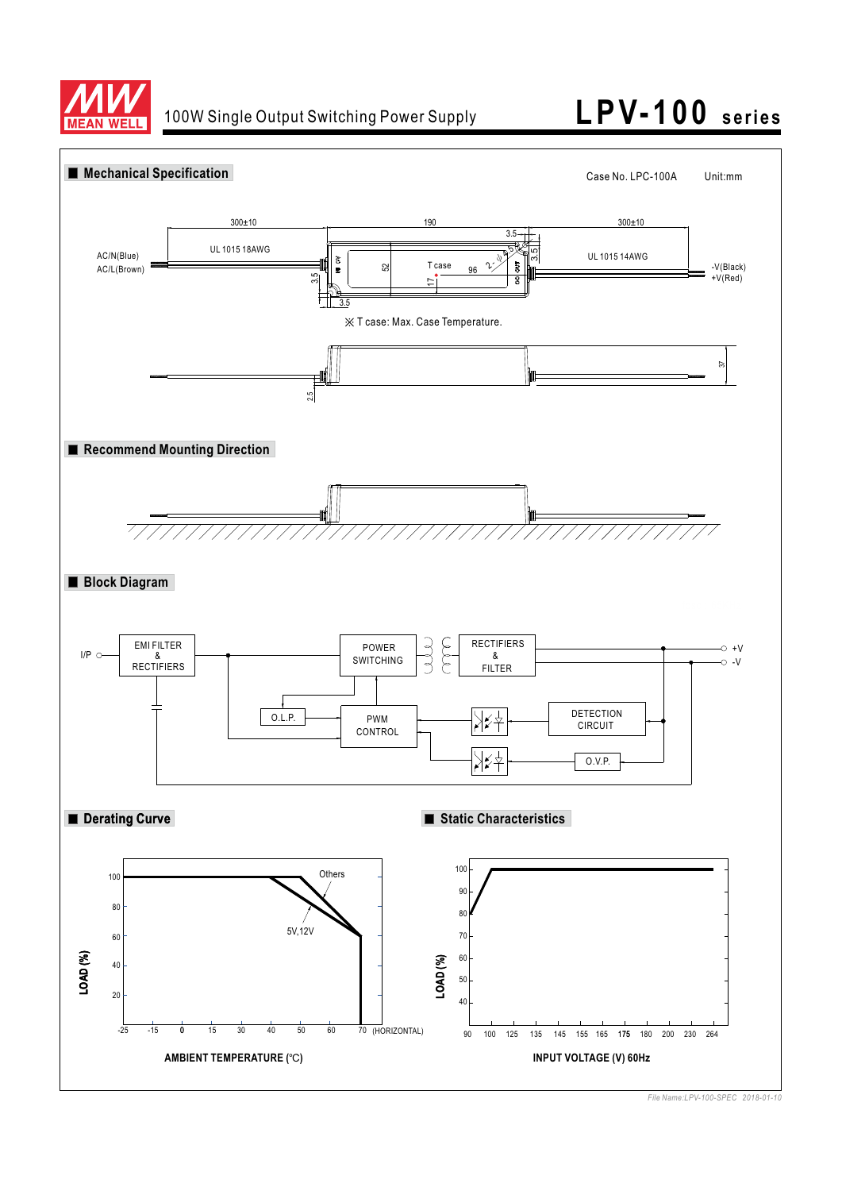MEAN WELL

100W Single Output Switching Power Supply

# LPV-100 series

## Mechanical Specification

Case No. LPC-100A Unit:mm

300±10

190

300±10

3.5

UL 1015 18AWG

UL 1015 14AWG

AC/N(Blue)

AC/L(Brown)

-V(Black)

+V(Red)

52

T case

96

2-φ4.5

3.5

17

3.5

3.5

※ T case: Max. Case Temperature.

37

2.5

## Recommend Mounting Direction

## Block Diagram

I/P

EMI FILTER & RECTIFIERS

POWER SWITCHING

RECTIFIERS & FILTER

+V

-V

O.L.P.

PWM CONTROL

DETECTION CIRCUIT

O.V.P.

## Derating Curve

100

80

60

40

20

LOAD (%)

Others

5V,12V

-25 -15 0 15 30 40 50 60 70 (HORIZONTAL)

AMBIENT TEMPERATURE (℃)

## Static Characteristics

100

90

80

70

60

50

40

LOAD (%)

90 100 125 135 145 155 165 175 180 200 230 264

INPUT VOLTAGE (V) 60Hz

File Name:LPV-100-SPEC 2018-01-10